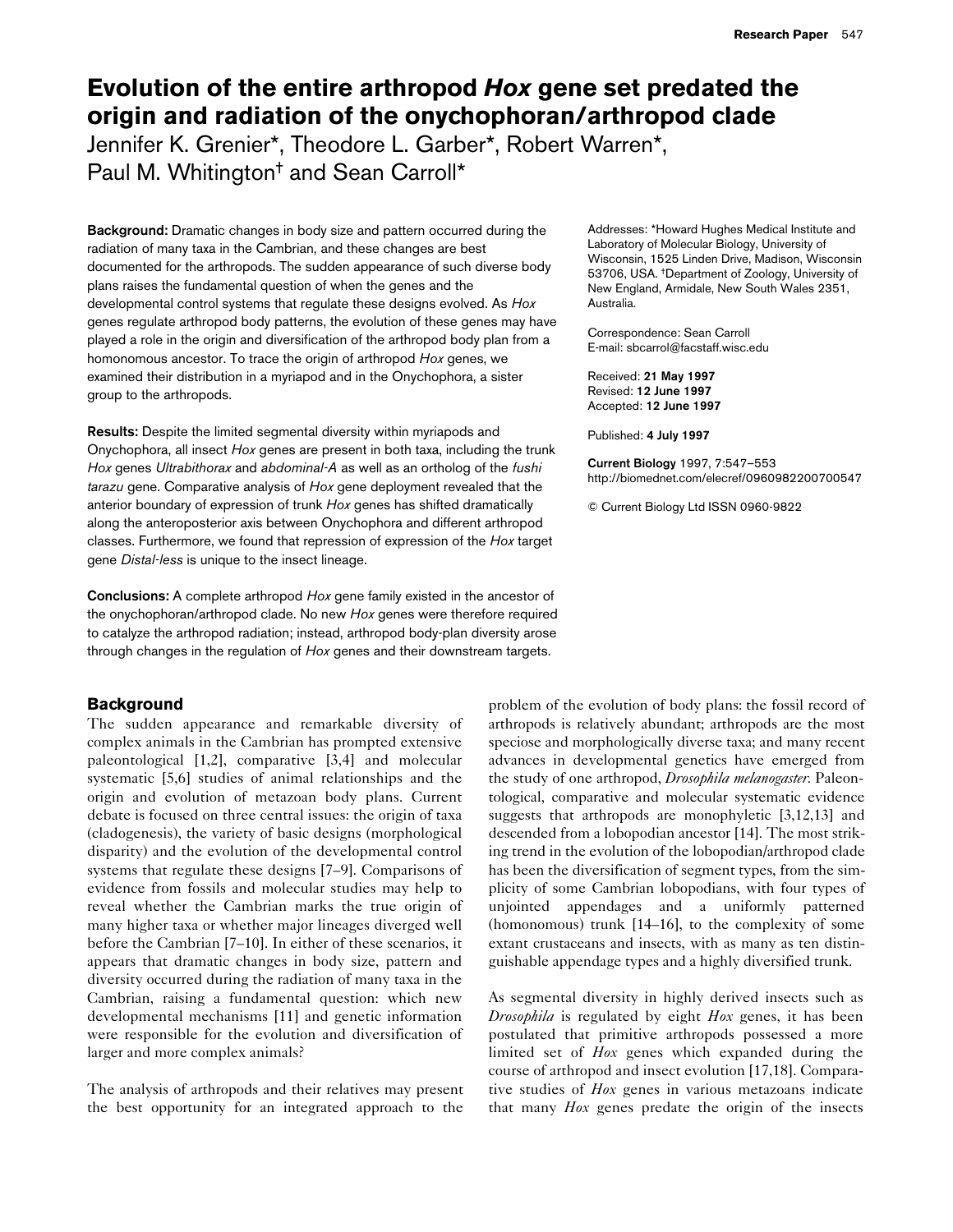# Evolution of the entire arthropod *Hox* gene set predated the origin and radiation of the onychophoran/arthropod clade

Jennifer K. Grenier*, Theodore L. Garber*, Robert Warren*, Paul M. Whitington† and Sean Carroll*

**Background:** Dramatic changes in body size and pattern occurred during the radiation of many taxa in the Cambrian, and these changes are best documented for the arthropods. The sudden appearance of such diverse body plans raises the fundamental question of when the genes and the developmental control systems that regulate these designs evolved. As *Hox* genes regulate arthropod body patterns, the evolution of these genes may have played a role in the origin and diversification of the arthropod body plan from a homonomous ancestor. To trace the origin of arthropod *Hox* genes, we examined their distribution in a myriapod and in the Onychophora, a sister group to the arthropods.

**Results:** Despite the limited segmental diversity within myriapods and Onychophora, all insect *Hox* genes are present in both taxa, including the trunk *Hox* genes *Ultrabithorax* and *abdominal-A* as well as an ortholog of the *fushi tarazu* gene. Comparative analysis of *Hox* gene deployment revealed that the anterior boundary of expression of trunk *Hox* genes has shifted dramatically along the anteroposterior axis between Onychophora and different arthropod classes. Furthermore, we found that repression of expression of the *Hox* target gene *Distal-less* is unique to the insect lineage.

**Conclusions:** A complete arthropod *Hox* gene family existed in the ancestor of the onychophoran/arthropod clade. No new *Hox* genes were therefore required to catalyze the arthropod radiation; instead, arthropod body-plan diversity arose through changes in the regulation of *Hox* genes and their downstream targets.

Addresses: *Howard Hughes Medical Institute and Laboratory of Molecular Biology, University of Wisconsin, 1525 Linden Drive, Madison, Wisconsin 53706, USA. †Department of Zoology, University of New England, Armidale, New South Wales 2351, Australia.

Correspondence: Sean Carroll
E-mail: sbcarrol@facstaff.wisc.edu

Received: **21 May 1997**
Revised: **12 June 1997**
Accepted: **12 June 1997**

Published: **4 July 1997**

**Current Biology** 1997, 7:547–553
http://biomednet.com/elecref/0960982200700547

© Current Biology Ltd ISSN 0960-9822

## Background

The sudden appearance and remarkable diversity of complex animals in the Cambrian has prompted extensive paleontological [1,2], comparative [3,4] and molecular systematic [5,6] studies of animal relationships and the origin and evolution of metazoan body plans. Current debate is focused on three central issues: the origin of taxa (cladogenesis), the variety of basic designs (morphological disparity) and the evolution of the developmental control systems that regulate these designs [7–9]. Comparisons of evidence from fossils and molecular studies may help to reveal whether the Cambrian marks the true origin of many higher taxa or whether major lineages diverged well before the Cambrian [7–10]. In either of these scenarios, it appears that dramatic changes in body size, pattern and diversity occurred during the radiation of many taxa in the Cambrian, raising a fundamental question: which new developmental mechanisms [11] and genetic information were responsible for the evolution and diversification of larger and more complex animals?

The analysis of arthropods and their relatives may present the best opportunity for an integrated approach to the problem of the evolution of body plans: the fossil record of arthropods is relatively abundant; arthropods are the most speciose and morphologically diverse taxa; and many recent advances in developmental genetics have emerged from the study of one arthropod, *Drosophila melanogaster*. Paleontological, comparative and molecular systematic evidence suggests that arthropods are monophyletic [3,12,13] and descended from a lobopodian ancestor [14]. The most striking trend in the evolution of the lobopodian/arthropod clade has been the diversification of segment types, from the simplicity of some Cambrian lobopodians, with four types of unjointed appendages and a uniformly patterned (homonomous) trunk [14–16], to the complexity of some extant crustaceans and insects, with as many as ten distinguishable appendage types and a highly diversified trunk.

As segmental diversity in highly derived insects such as *Drosophila* is regulated by eight *Hox* genes, it has been postulated that primitive arthropods possessed a more limited set of *Hox* genes which expanded during the course of arthropod and insect evolution [17,18]. Comparative studies of *Hox* genes in various metazoans indicate that many *Hox* genes predate the origin of the insects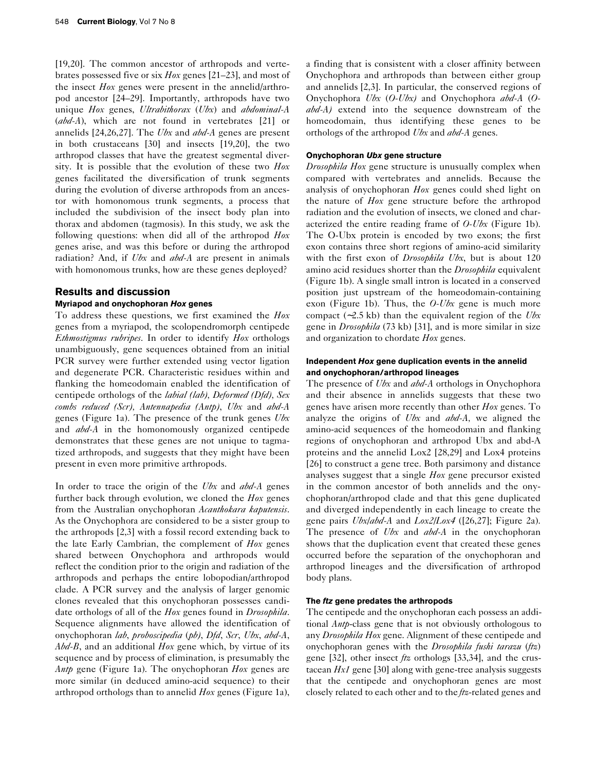[19,20]. The common ancestor of arthropods and vertebrates possessed five or six *Hox* genes [21–23], and most of the insect *Hox* genes were present in the annelid/arthropod ancestor [24–29]. Importantly, arthropods have two unique *Hox* genes, *Ultrabithorax* (*Ubx*) and *abdominal-A* (*abd-A*), which are not found in vertebrates [21] or annelids [24,26,27]. The *Ubx* and *abd-A* genes are present in both crustaceans [30] and insects [19,20], the two arthropod classes that have the greatest segmental diversity. It is possible that the evolution of these two *Hox* genes facilitated the diversification of trunk segments during the evolution of diverse arthropods from an ancestor with homonomous trunk segments, a process that included the subdivision of the insect body plan into thorax and abdomen (tagmosis). In this study, we ask the following questions: when did all of the arthropod *Hox* genes arise, and was this before or during the arthropod radiation? And, if *Ubx* and *abd-A* are present in animals with homonomous trunks, how are these genes deployed?

## Results and discussion

### Myriapod and onychophoran *Hox* genes

To address these questions, we first examined the *Hox* genes from a myriapod, the scolopendromorph centipede *Ethmostigmus rubripes*. In order to identify *Hox* orthologs unambiguously, gene sequences obtained from an initial PCR survey were further extended using vector ligation and degenerate PCR. Characteristic residues within and flanking the homeodomain enabled the identification of centipede orthologs of the *labial (lab)*, *Deformed (Dfd)*, *Sex combs reduced (Scr)*, *Antennapedia (Antp)*, *Ubx* and *abd-A* genes (Figure 1a). The presence of the trunk genes *Ubx* and *abd-A* in the homonomously organized centipede demonstrates that these genes are not unique to tagmatized arthropods, and suggests that they might have been present in even more primitive arthropods.

In order to trace the origin of the *Ubx* and *abd-A* genes further back through evolution, we cloned the *Hox* genes from the Australian onychophoran *Acanthokara kaputensis*. As the Onychophora are considered to be a sister group to the arthropods [2,3] with a fossil record extending back to the late Early Cambrian, the complement of *Hox* genes shared between Onychophora and arthropods would reflect the condition prior to the origin and radiation of the arthropods and perhaps the entire lobopodian/arthropod clade. A PCR survey and the analysis of larger genomic clones revealed that this onychophoran possesses candidate orthologs of all of the *Hox* genes found in *Drosophila*. Sequence alignments have allowed the identification of onychophoran *lab*, *proboscipedia* (*pb*), *Dfd*, *Scr*, *Ubx*, *abd-A*, *Abd-B*, and an additional *Hox* gene which, by virtue of its sequence and by process of elimination, is presumably the *Antp* gene (Figure 1a). The onychophoran *Hox* genes are more similar (in deduced amino-acid sequence) to their arthropod orthologs than to annelid *Hox* genes (Figure 1a), a finding that is consistent with a closer affinity between Onychophora and arthropods than between either group and annelids [2,3]. In particular, the conserved regions of Onychophora *Ubx* (*O-Ubx)* and Onychophora *abd-A* (*O-abd-A)* extend into the sequence downstream of the homeodomain, thus identifying these genes to be orthologs of the arthropod *Ubx* and *abd-A* genes.

### Onychophoran *Ubx* gene structure

*Drosophila Hox* gene structure is unusually complex when compared with vertebrates and annelids. Because the analysis of onychophoran *Hox* genes could shed light on the nature of *Hox* gene structure before the arthropod radiation and the evolution of insects, we cloned and characterized the entire reading frame of *O-Ubx* (Figure 1b). The O-Ubx protein is encoded by two exons; the first exon contains three short regions of amino-acid similarity with the first exon of *Drosophila Ubx*, but is about 120 amino acid residues shorter than the *Drosophila* equivalent (Figure 1b). A single small intron is located in a conserved position just upstream of the homeodomain-containing exon (Figure 1b). Thus, the *O-Ubx* gene is much more compact (~2.5 kb) than the equivalent region of the *Ubx* gene in *Drosophila* (73 kb) [31], and is more similar in size and organization to chordate *Hox* genes.

### Independent *Hox* gene duplication events in the annelid and onychophoran/arthropod lineages

The presence of *Ubx* and *abd-A* orthologs in Onychophora and their absence in annelids suggests that these two genes have arisen more recently than other *Hox* genes. To analyze the origins of *Ubx* and *abd-A*, we aligned the amino-acid sequences of the homeodomain and flanking regions of onychophoran and arthropod Ubx and abd-A proteins and the annelid Lox2 [28,29] and Lox4 proteins [26] to construct a gene tree. Both parsimony and distance analyses suggest that a single *Hox* gene precursor existed in the common ancestor of both annelids and the onychophoran/arthropod clade and that this gene duplicated and diverged independently in each lineage to create the gene pairs *Ubx*/*abd-A* and *Lox2*/*Lox4* ([26,27]; Figure 2a). The presence of *Ubx* and *abd-A* in the onychophoran shows that the duplication event that created these genes occurred before the separation of the onychophoran and arthropod lineages and the diversification of arthropod body plans.

### The *ftz* gene predates the arthropods

The centipede and the onychophoran each possess an additional *Antp*-class gene that is not obviously orthologous to any *Drosophila Hox* gene. Alignment of these centipede and onychophoran genes with the *Drosophila fushi tarazu* (*ftz*) gene [32], other insect *ftz* orthologs [33,34], and the crustacean *Hx1* gene [30] along with gene-tree analysis suggests that the centipede and onychophoran genes are most closely related to each other and to the *ftz*-related genes and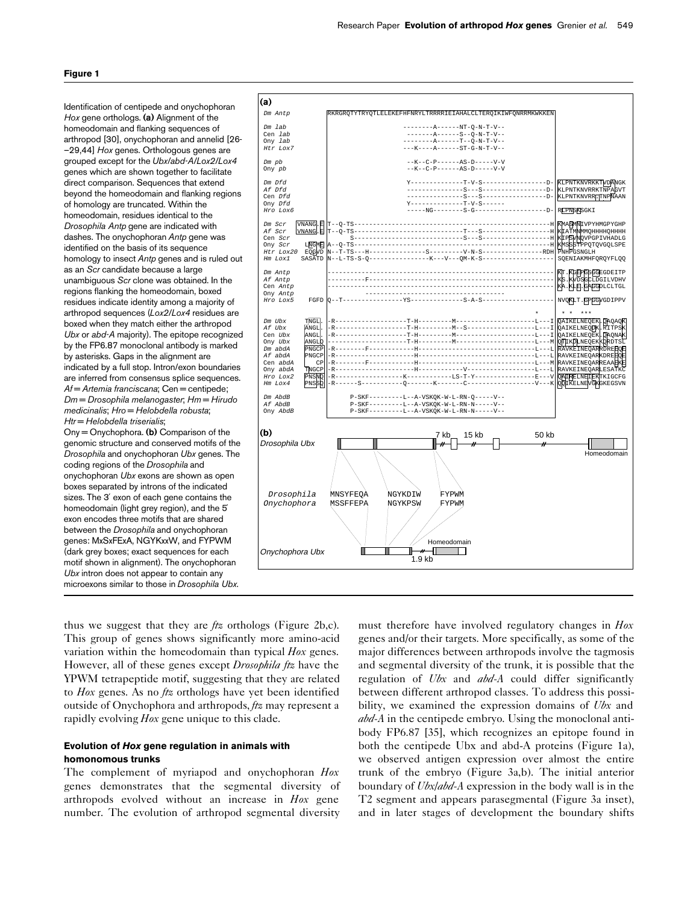**Figure 1**

Identification of centipede and onychophoran *Hox* gene orthologs. **(a)** Alignment of the homeodomain and flanking sequences of arthropod [30], onychophoran and annelid [26–29,44] *Hox* genes. Orthologous genes are grouped except for the *Ubx/abd-A/Lox2/Lox4* genes which are shown together to facilitate direct comparison. Sequences that extend beyond the homeodomain and flanking regions of homology are truncated. Within the homeodomain, residues identical to the *Drosophila Antp* gene are indicated with dashes. The onychophoran *Antp* gene was identified on the basis of its sequence homology to insect *Antp* genes and is ruled out as an *Scr* candidate because a large unambiguous *Scr* clone was obtained. In the regions flanking the homeodomain, boxed residues indicate identity among a majority of arthropod sequences (*Lox2/Lox4* residues are boxed when they match either the arthropod *Ubx* or *abd-A* majority). The epitope recognized by the FP6.87 monoclonal antibody is marked by asterisks. Gaps in the alignment are indicated by a full stop. Intron/exon boundaries are inferred from consensus splice sequences. *Af* = *Artemia franciscana*; Cen = centipede; *Dm* = *Drosophila melanogaster*; *Hm* = *Hirudo medicinalis*; *Hro* = *Helobdella robusta*; *Htr* = *Helobdella triserialis*; Ony = Onychophora. **(b)** Comparison of the genomic structure and conserved motifs of the *Drosophila* and onychophoran *Ubx* genes. The coding regions of the *Drosophila* and onychophoran *Ubx* exons are shown as open boxes separated by introns of the indicated sizes. The 3′ exon of each gene contains the homeodomain (light grey region), and the 5′ exon encodes three motifs that are shared between the *Drosophila* and onychophoran genes: MxSxFExA, NGYKxxW, and FYPWM (dark grey boxes; exact sequences for each motif shown in alignment). The onychophoran *Ubx* intron does not appear to contain any microexons similar to those in *Drosophila Ubx*.

```
(a)
Dm Antp            RKRGRQTYTRYQTLELEKEFHFNRYLTRRRRIEIAHALCLTERQIKIWFQNRRMKWKKEN

Dm lab                         --------A------NT-Q-N-T-V--
Cen lab                         -------A------S--Q-N-T-V--
Ony lab                        --------A------T--Q-N-T-V--
Htr Lox7                       ---K----A------ST-G-N-T-V--

Dm pb                           --K--C-P------AS-D-----V-V
Ony pb                          --K--C-P------AS-D-----V-V

Dm Dfd                         Y--------------T-V-S-----------------D-  KLPNTKNVRKKTVDANGK
Af Dfd                          ---------------S---S-----------------D-  KLPNTKNVRRKTNPAGVT
Cen Dfd                         ---------------S---S-----------------D-  KLPNTKNVRRTTNPNAAN
Ony Dfd                        Y--------------T-V-S------
Hro Lox6                        -----NG--------S-G-------------------D-  RLPNSKSGKI

Dm Scr      VNANG.E  T--Q-TS----------------------------------------------H  KMASMNIVPYHMGPYGHP
Af Scr      VNANG.E  T--Q-TS-----------------------------T---S-------------H  KIATMNMMQHHHHQHHHH
Cen Scr                 S-----------------------------S---S-------------H  KIPSVNQVPGPIVHADLG
Ony Scr      LNGME   A--Q-TS----------------------------------------------H  KMSSSTPPQTQVGQLSPE
Htr Lox20    EQGVD   N--T-TS---H-------------S---------V-N-S--------------RDH  PNHPGSNGLH
Hm Lox1      SASATD  N--L-TS-S-Q----------------K---V---QM-K-S-------------  SQENIAKMHFQRQYFLQQ

Dm Antp              ----------------------------------------------------  KT.KGEPGSGGEGDEITP
Af Antp              ----------F------------------------------------------  KS.KVDSGCLDGILVDHV
Cen Antp             ----------------------------------------------------  KA.KLE.GAGGDLCLTGL
Ony Antp               ------------------------------------
Hro Lox5       FGFD  Q--T----------------YS--------------S-A-S------------  NVQKLT.GPGGVGDIPPV

                                                               *      * *  ***
Dm Ubx       TNGL.   -R-------------------T-H---------M------------------L---I  QAIKELNEQEK.QAQAQK
Af Ubx       ANGL.   -R-------------------T-H---------M--S---------------L---I  QAIKELNEQDK.RITPSK
Cen Ubx      ANGL.   -R-------------------T-H---------M------------------L---I  QAIKELNEQEK.QAQNAK
Ony Ubx      ANGLQ   ---------------------T-H---------M------------------L---M  QTIKDLNEQEKQRDTSL
Dm abdA      PNGCP   -R---------F------------H-------------------------------L---L  RAVKEINEQARRDREEQE
Af abdA      PNGCP   -R----------------------H-------------------------------L---L  RAVKEINEQARKDREEQE
Cen abdA       CP    -R---------F------------H-------------------------------L---M  RAVKEINEQARREAAEKE
Ony abdA     TNGCP   -R---------------------H--------------V---------------L---L  RAVKEINEQARLESATKC
Hro Lox2     PNSNQ   -R------------------K-------------LS-T-Y-----------------E---V  QNIKELNEQEKTKIGCFG
Hm Lox4      PNSSQ   -R------S-----------Q-------K-------C------------------V---K  QQIKELNEVEKGKEGSVN

Dm AbdB               P-SKF---------L--A-VSKQK-W-L-RN-Q-----V--
Af AbdB              P-SKF---------L--A-VSKQK-W-L-RN-N-----V--
Ony AbdB             P-SKF---------L--A-VSKQK-W-L-RN-N-----V--

(b)
Drosophila Ubx     [exon]--[exon]--[exon]-//-7 kb-[ ]-//-15 kb-[ ]-//-50 kb-[Homeodomain]

    Drosophila     MNSYFEQA     NGYKDIW     FYPWM
    Onychophora    MSSFFEPA     NGYKPSW     FYPWM

Onychophora Ubx    [exon]-//-1.9 kb-[Homeodomain]
```

thus we suggest that they are *ftz* orthologs (Figure 2b,c). This group of genes shows significantly more amino-acid variation within the homeodomain than typical *Hox* genes. However, all of these genes except *Drosophila ftz* have the YPWM tetrapeptide motif, suggesting that they are related to *Hox* genes. As no *ftz* orthologs have yet been identified outside of Onychophora and arthropods, *ftz* may represent a rapidly evolving *Hox* gene unique to this clade.

### Evolution of *Hox* gene regulation in animals with homonomous trunks

The complement of myriapod and onychophoran *Hox* genes demonstrates that the segmental diversity of arthropods evolved without an increase in *Hox* gene number. The evolution of arthropod segmental diversity must therefore have involved regulatory changes in *Hox* genes and/or their targets. More specifically, as some of the major differences between arthropods involve the tagmosis and segmental diversity of the trunk, it is possible that the regulation of *Ubx* and *abd-A* could differ significantly between different arthropod classes. To address this possibility, we examined the expression domains of *Ubx* and *abd-A* in the centipede embryo. Using the monoclonal antibody FP6.87 [35], which recognizes an epitope found in both the centipede Ubx and abd-A proteins (Figure 1a), we observed antigen expression over almost the entire trunk of the embryo (Figure 3a,b). The initial anterior boundary of *Ubx*/*abd-A* expression in the body wall is in the T2 segment and appears parasegmental (Figure 3a inset), and in later stages of development the boundary shifts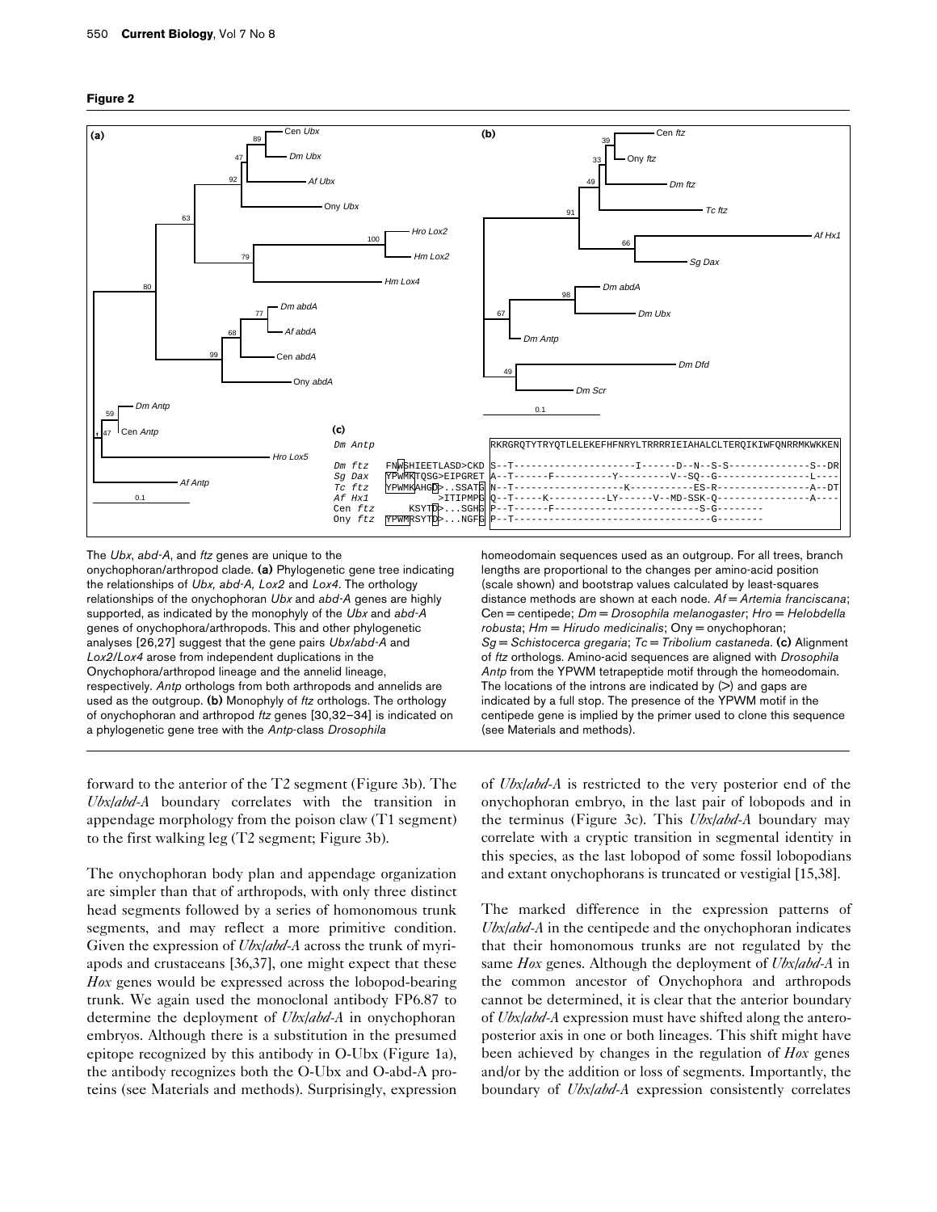**Figure 2**

The *Ubx*, *abd-A*, and *ftz* genes are unique to the onychophoran/arthropod clade. **(a)** Phylogenetic gene tree indicating the relationships of *Ubx, abd-A, Lox2* and *Lox4*. The orthology relationships of the onychophoran *Ubx* and *abd-A* genes are highly supported, as indicated by the monophyly of the *Ubx* and *abd-A* genes of onychophora/arthropods. This and other phylogenetic analyses [26,27] suggest that the gene pairs *Ubx/abd-A* and *Lox2/Lox4* arose from independent duplications in the Onychophora/arthropod lineage and the annelid lineage, respectively. *Antp* orthologs from both arthropods and annelids are used as the outgroup. **(b)** Monophyly of *ftz* orthologs. The orthology of onychophoran and arthropod *ftz* genes [30,32–34] is indicated on a phylogenetic gene tree with the *Antp*-class *Drosophila* homeodomain sequences used as an outgroup. For all trees, branch lengths are proportional to the changes per amino-acid position (scale shown) and bootstrap values calculated by least-squares distance methods are shown at each node. *Af* = *Artemia franciscana*; Cen = centipede; *Dm* = *Drosophila melanogaster*; *Hro* = *Helobdella robusta*; *Hm* = *Hirudo medicinalis*; Ony = onychophoran; *Sg* = *Schistocerca gregaria*; *Tc* = *Tribolium castaneda*. **(c)** Alignment of *ftz* orthologs. Amino-acid sequences are aligned with *Drosophila Antp* from the YPWM tetrapeptide motif through the homeodomain. The locations of the introns are indicated by (>) and gaps are indicated by a full stop. The presence of the YPWM motif in the centipede gene is implied by the primer used to clone this sequence (see Materials and methods).

forward to the anterior of the T2 segment (Figure 3b). The *Ubx/abd-A* boundary correlates with the transition in appendage morphology from the poison claw (T1 segment) to the first walking leg (T2 segment; Figure 3b).

The onychophoran body plan and appendage organization are simpler than that of arthropods, with only three distinct head segments followed by a series of homonomous trunk segments, and may reflect a more primitive condition. Given the expression of *Ubx/abd-A* across the trunk of myriapods and crustaceans [36,37], one might expect that these *Hox* genes would be expressed across the lobopod-bearing trunk. We again used the monoclonal antibody FP6.87 to determine the deployment of *Ubx/abd-A* in onychophoran embryos. Although there is a substitution in the presumed epitope recognized by this antibody in O-Ubx (Figure 1a), the antibody recognizes both the O-Ubx and O-abd-A proteins (see Materials and methods). Surprisingly, expression of *Ubx/abd-A* is restricted to the very posterior end of the onychophoran embryo, in the last pair of lobopods and in the terminus (Figure 3c). This *Ubx/abd-A* boundary may correlate with a cryptic transition in segmental identity in this species, as the last lobopod of some fossil lobopodians and extant onychophorans is truncated or vestigial [15,38].

The marked difference in the expression patterns of *Ubx/abd-A* in the centipede and the onychophoran indicates that their homonomous trunks are not regulated by the same *Hox* genes. Although the deployment of *Ubx/abd-A* in the common ancestor of Onychophora and arthropods cannot be determined, it is clear that the anterior boundary of *Ubx/abd-A* expression must have shifted along the anteroposterior axis in one or both lineages. This shift might have been achieved by changes in the regulation of *Hox* genes and/or by the addition or loss of segments. Importantly, the boundary of *Ubx/abd-A* expression consistently correlates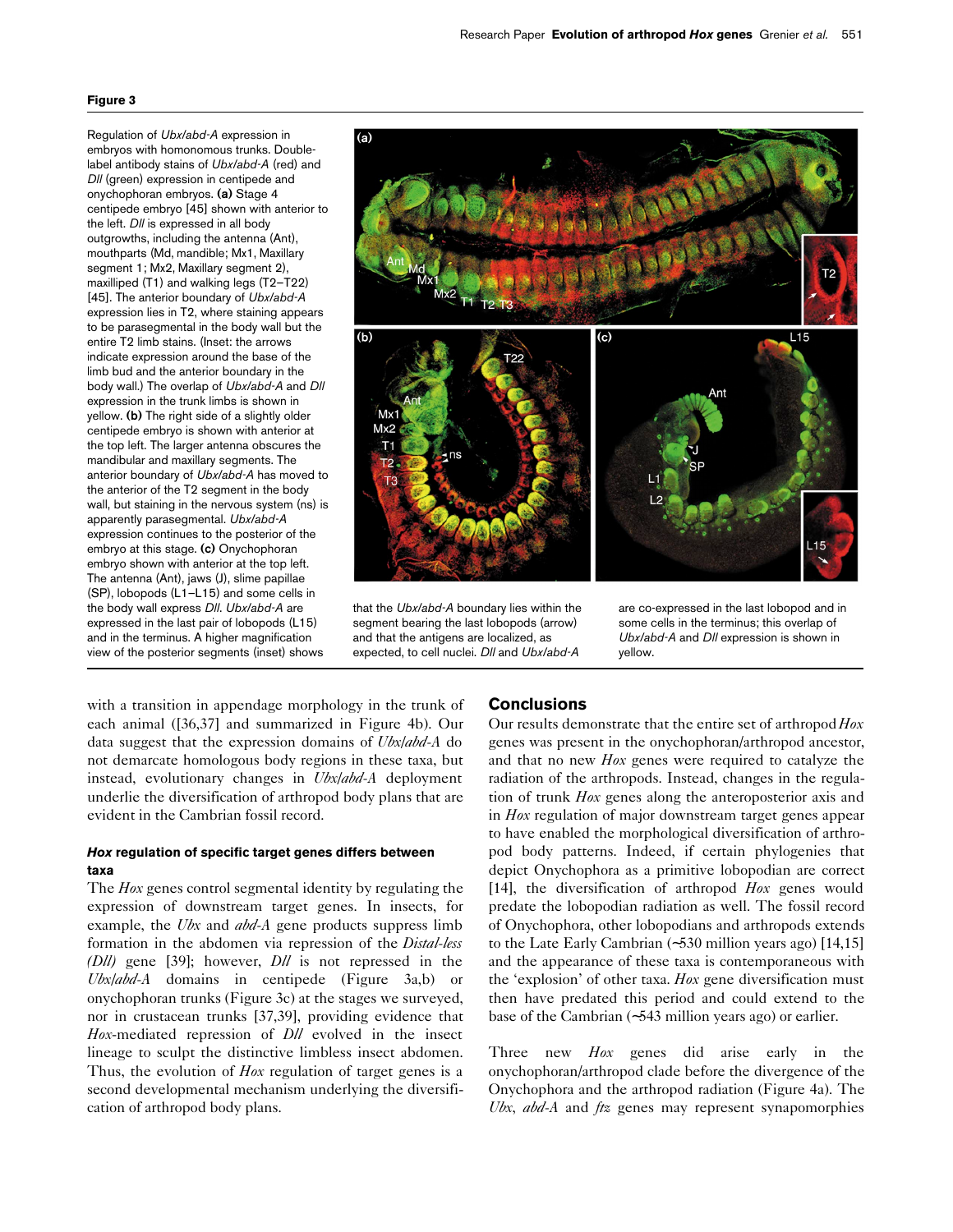**Figure 3**

Regulation of *Ubx/abd-A* expression in embryos with homonomous trunks. Double-label antibody stains of *Ubx/abd-A* (red) and *Dll* (green) expression in centipede and onychophoran embryos. **(a)** Stage 4 centipede embryo [45] shown with anterior to the left. *Dll* is expressed in all body outgrowths, including the antenna (Ant), mouthparts (Md, mandible; Mx1, Maxillary segment 1; Mx2, Maxillary segment 2), maxilliped (T1) and walking legs (T2–T22) [45]. The anterior boundary of *Ubx/abd-A* expression lies in T2, where staining appears to be parasegmental in the body wall but the entire T2 limb stains. (Inset: the arrows indicate expression around the base of the limb bud and the anterior boundary in the body wall.) The overlap of *Ubx/abd-A* and *Dll* expression in the trunk limbs is shown in yellow. **(b)** The right side of a slightly older centipede embryo is shown with anterior at the top left. The larger antenna obscures the mandibular and maxillary segments. The anterior boundary of *Ubx/abd-A* has moved to the anterior of the T2 segment in the body wall, but staining in the nervous system (ns) is apparently parasegmental. *Ubx/abd-A* expression continues to the posterior of the embryo at this stage. **(c)** Onychophoran embryo shown with anterior at the top left. The antenna (Ant), jaws (J), slime papillae (SP), lobopods (L1–L15) and some cells in the body wall express *Dll*. *Ubx/abd-A* are expressed in the last pair of lobopods (L15) and in the terminus. A higher magnification view of the posterior segments (inset) shows that the *Ubx/abd-A* boundary lies within the segment bearing the last lobopods (arrow) and that the antigens are localized, as expected, to cell nuclei. *Dll* and *Ubx/abd-A* are co-expressed in the last lobopod and in some cells in the terminus; this overlap of *Ubx/abd-A* and *Dll* expression is shown in yellow.

with a transition in appendage morphology in the trunk of each animal ([36,37] and summarized in Figure 4b). Our data suggest that the expression domains of *Ubx/abd-A* do not demarcate homologous body regions in these taxa, but instead, evolutionary changes in *Ubx/abd-A* deployment underlie the diversification of arthropod body plans that are evident in the Cambrian fossil record.

### *Hox* regulation of specific target genes differs between taxa

The *Hox* genes control segmental identity by regulating the expression of downstream target genes. In insects, for example, the *Ubx* and *abd-A* gene products suppress limb formation in the abdomen via repression of the *Distal-less (Dll)* gene [39]; however, *Dll* is not repressed in the *Ubx/abd-A* domains in centipede (Figure 3a,b) or onychophoran trunks (Figure 3c) at the stages we surveyed, nor in crustacean trunks [37,39], providing evidence that *Hox*-mediated repression of *Dll* evolved in the insect lineage to sculpt the distinctive limbless insect abdomen. Thus, the evolution of *Hox* regulation of target genes is a second developmental mechanism underlying the diversification of arthropod body plans.

## Conclusions

Our results demonstrate that the entire set of arthropod *Hox* genes was present in the onychophoran/arthropod ancestor, and that no new *Hox* genes were required to catalyze the radiation of the arthropods. Instead, changes in the regulation of trunk *Hox* genes along the anteroposterior axis and in *Hox* regulation of major downstream target genes appear to have enabled the morphological diversification of arthropod body patterns. Indeed, if certain phylogenies that depict Onychophora as a primitive lobopodian are correct [14], the diversification of arthropod *Hox* genes would predate the lobopodian radiation as well. The fossil record of Onychophora, other lobopodians and arthropods extends to the Late Early Cambrian (~530 million years ago) [14,15] and the appearance of these taxa is contemporaneous with the 'explosion' of other taxa. *Hox* gene diversification must then have predated this period and could extend to the base of the Cambrian (~543 million years ago) or earlier.

Three new *Hox* genes did arise early in the onychophoran/arthropod clade before the divergence of the Onychophora and the arthropod radiation (Figure 4a). The *Ubx*, *abd-A* and *ftz* genes may represent synapomorphies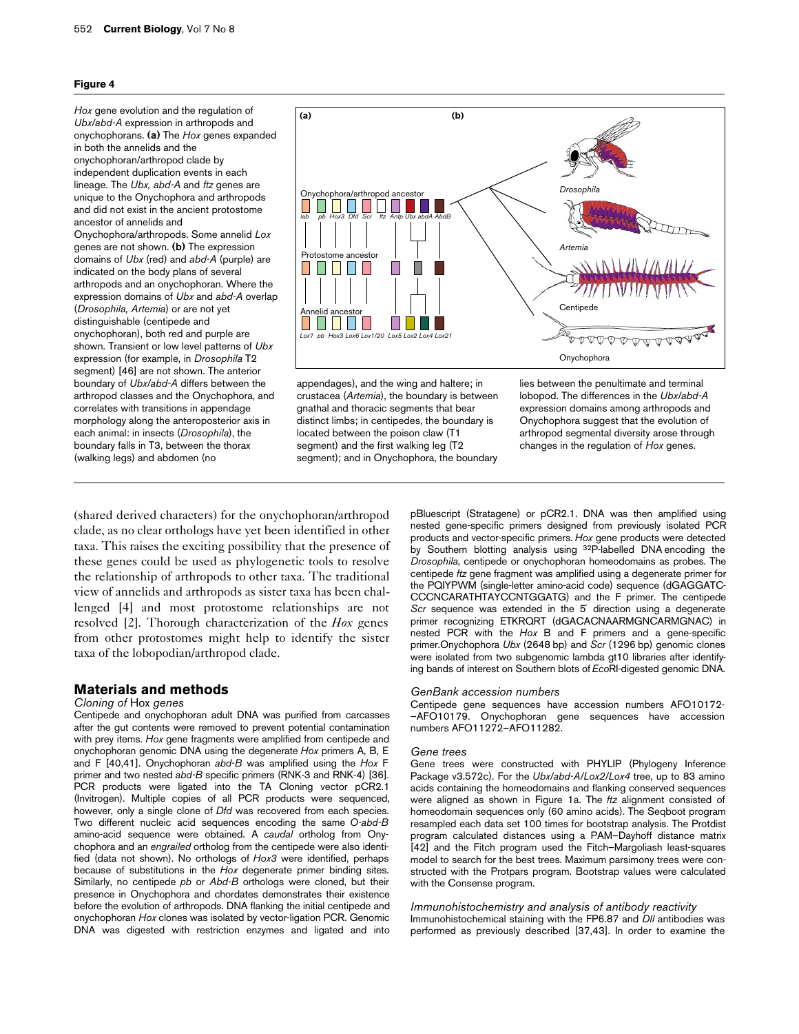#### Figure 4

*Hox* gene evolution and the regulation of *Ubx/abd-A* expression in arthropods and onychophorans. **(a)** The *Hox* genes expanded in both the annelids and the onychophoran/arthropod clade by independent duplication events in each lineage. The *Ubx, abd-A* and *ftz* genes are unique to the Onychophora and arthropods and did not exist in the ancient protostome ancestor of annelids and Onychophora/arthropods. Some annelid *Lox* genes are not shown. **(b)** The expression domains of *Ubx* (red) and *abd-A* (purple) are indicated on the body plans of several arthropods and an onychophoran. Where the expression domains of *Ubx* and *abd-A* overlap (*Drosophila, Artemia*) or are not yet distinguishable (centipede and onychophoran), both red and purple are shown. Transient or low level patterns of *Ubx* expression (for example, in *Drosophila* T2 segment) [46] are not shown. The anterior boundary of *Ubx/abd-A* differs between the arthropod classes and the Onychophora, and correlates with transitions in appendage morphology along the anteroposterior axis in each animal: in insects (*Drosophila*), the boundary falls in T3, between the thorax (walking legs) and abdomen (no appendages), and the wing and haltere; in crustacea (*Artemia*), the boundary is between gnathal and thoracic segments that bear distinct limbs; in centipedes, the boundary is located between the poison claw (T1 segment) and the first walking leg (T2 segment); and in Onychophora, the boundary lies between the penultimate and terminal lobopod. The differences in the *Ubx/abd-A* expression domains among arthropods and Onychophora suggest that the evolution of arthropod segmental diversity arose through changes in the regulation of *Hox* genes.

(a) (b)

Onychophora/arthropod ancestor

lab pb Hox3 Dfd Scr ftz Antp Ubx abdA AbdB

Protostome ancestor

Annelid ancestor

Lox7 pb Hox3 Lox6 Lox1/20 Lox5 Lox2 Lox4 Lox21

Drosophila

Artemia

Centipede

Onychophora

(shared derived characters) for the onychophoran/arthropod clade, as no clear orthologs have yet been identified in other taxa. This raises the exciting possibility that the presence of these genes could be used as phylogenetic tools to resolve the relationship of arthropods to other taxa. The traditional view of annelids and arthropods as sister taxa has been challenged [4] and most protostome relationships are not resolved [2]. Thorough characterization of the *Hox* genes from other protostomes might help to identify the sister taxa of the lobopodian/arthropod clade.

## Materials and methods

### Cloning of Hox genes

Centipede and onychophoran adult DNA was purified from carcasses after the gut contents were removed to prevent potential contamination with prey items. *Hox* gene fragments were amplified from centipede and onychophoran genomic DNA using the degenerate *Hox* primers A, B, E and F [40,41]. Onychophoran *abd-B* was amplified using the *Hox* F primer and two nested *abd-B* specific primers (RNK-3 and RNK-4) [36]. PCR products were ligated into the TA Cloning vector pCR2.1 (Invitrogen). Multiple copies of all PCR products were sequenced, however, only a single clone of *Dfd* was recovered from each species. Two different nucleic acid sequences encoding the same *O-abd-B* amino-acid sequence were obtained. A *caudal* ortholog from Onychophora and an *engrailed* ortholog from the centipede were also identified (data not shown). No orthologs of *Hox3* were identified, perhaps because of substitutions in the *Hox* degenerate primer binding sites. Similarly, no centipede *pb* or *Abd-B* orthologs were cloned, but their presence in Onychophora and chordates demonstrates their existence before the evolution of arthropods. DNA flanking the initial centipede and onychophoran *Hox* clones was isolated by vector-ligation PCR. Genomic DNA was digested with restriction enzymes and ligated and into pBluescript (Stratagene) or pCR2.1. DNA was then amplified using nested gene-specific primers designed from previously isolated PCR products and vector-specific primers. *Hox* gene products were detected by Southern blotting analysis using $^{32}$P-labelled DNA encoding the *Drosophila*, centipede or onychophoran homeodomains as probes. The centipede *ftz* gene fragment was amplified using a degenerate primer for the PQIYPWM (single-letter amino-acid code) sequence (dGAGGATC-CCCNCARATHTAYCCNTGGATG) and the F primer. The centipede *Scr* sequence was extended in the 5′ direction using a degenerate primer recognizing ETKRQRT (dGACACNAARMGNCARMGNAC) in nested PCR with the *Hox* B and F primers and a gene-specific primer.Onychophora *Ubx* (2648 bp) and *Scr* (1296 bp) genomic clones were isolated from two subgenomic lambda gt10 libraries after identifying bands of interest on Southern blots of *Eco*RI-digested genomic DNA.

### GenBank accession numbers

Centipede gene sequences have accession numbers AFO10172-–AFO10179. Onychophoran gene sequences have accession numbers AFO11272–AFO11282.

### Gene trees

Gene trees were constructed with PHYLIP (Phylogeny Inference Package v3.572c). For the *Ubx/abd-A/Lox2/Lox4* tree, up to 83 amino acids containing the homeodomains and flanking conserved sequences were aligned as shown in Figure 1a. The *ftz* alignment consisted of homeodomain sequences only (60 amino acids). The Seqboot program resampled each data set 100 times for bootstrap analysis. The Protdist program calculated distances using a PAM–Dayhoff distance matrix [42] and the Fitch program used the Fitch–Margoliash least-squares model to search for the best trees. Maximum parsimony trees were constructed with the Protpars program. Bootstrap values were calculated with the Consense program.

### Immunohistochemistry and analysis of antibody reactivity

Immunohistochemical staining with the FP6.87 and *Dll* antibodies was performed as previously described [37,43]. In order to examine the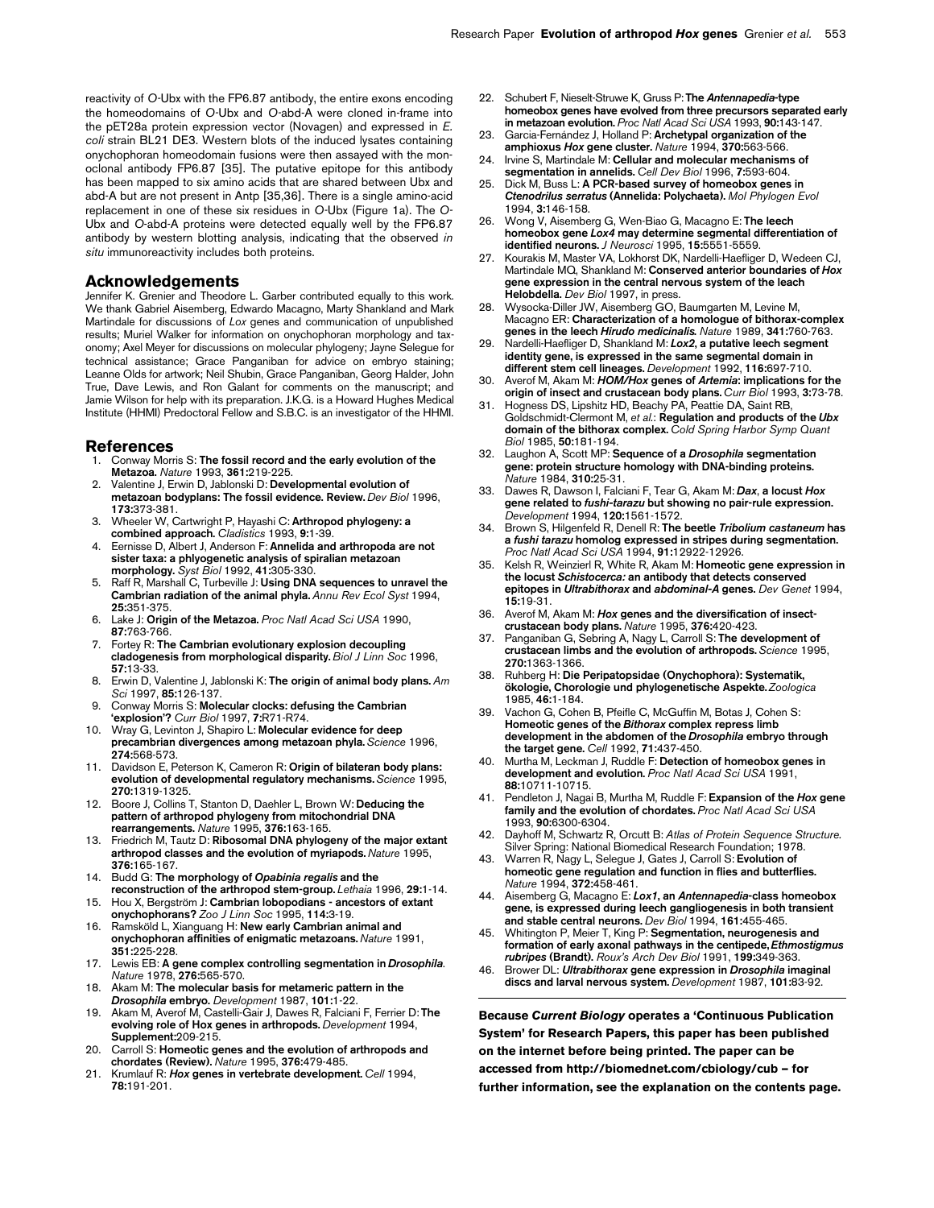reactivity of *O*-Ubx with the FP6.87 antibody, the entire exons encoding the homeodomains of *O*-Ubx and *O*-abd-A were cloned in-frame into the pET28a protein expression vector (Novagen) and expressed in *E. coli* strain BL21 DE3. Western blots of the induced lysates containing onychophoran homeodomain fusions were then assayed with the monoclonal antibody FP6.87 [35]. The putative epitope for this antibody has been mapped to six amino acids that are shared between Ubx and abd-A but are not present in Antp [35,36]. There is a single amino-acid replacement in one of these six residues in *O*-Ubx (Figure 1a). The *O*-Ubx and *O*-abd-A proteins were detected equally well by the FP6.87 antibody by western blotting analysis, indicating that the observed *in situ* immunoreactivity includes both proteins.

## Acknowledgements

Jennifer K. Grenier and Theodore L. Garber contributed equally to this work. We thank Gabriel Aisemberg, Edwardo Macagno, Marty Shankland and Mark Martindale for discussions of *Lox* genes and communication of unpublished results; Muriel Walker for information on onychophoran morphology and taxonomy; Axel Meyer for discussions on molecular phylogeny; Jayne Selegue for technical assistance; Grace Panganiban for advice on embryo staining; Leanne Olds for artwork; Neil Shubin, Grace Panganiban, Georg Halder, John True, Dave Lewis, and Ron Galant for comments on the manuscript; and Jamie Wilson for help with its preparation. J.K.G. is a Howard Hughes Medical Institute (HHMI) Predoctoral Fellow and S.B.C. is an investigator of the HHMI.

## References

1. Conway Morris S: **The fossil record and the early evolution of the Metazoa.** *Nature* 1993, **361:**219-225.
2. Valentine J, Erwin D, Jablonski D: **Developmental evolution of metazoan bodyplans: The fossil evidence. Review.** *Dev Biol* 1996, **173:**373-381.
3. Wheeler W, Cartwright P, Hayashi C: **Arthropod phylogeny: a combined approach.** *Cladistics* 1993, **9:**1-39.
4. Eernisse D, Albert J, Anderson F: **Annelida and arthropoda are not sister taxa: a phlyogenetic analysis of spiralian metazoan morphology.** *Syst Biol* 1992, **41:**305-330.
5. Raff R, Marshall C, Turbeville J: **Using DNA sequences to unravel the Cambrian radiation of the animal phyla.** *Annu Rev Ecol Syst* 1994, **25:**351-375.
6. Lake J: **Origin of the Metazoa.** *Proc Natl Acad Sci USA* 1990, **87:**763-766.
7. Fortey R: **The Cambrian evolutionary explosion decoupling cladogenesis from morphological disparity.** *Biol J Linn Soc* 1996, **57:**13-33.
8. Erwin D, Valentine J, Jablonski K: **The origin of animal body plans.** *Am Sci* 1997, **85:**126-137.
9. Conway Morris S: **Molecular clocks: defusing the Cambrian 'explosion'?** *Curr Biol* 1997, **7:**R71-R74.
10. Wray G, Levinton J, Shapiro L: **Molecular evidence for deep precambrian divergences among metazoan phyla.** *Science* 1996, **274:**568-573.
11. Davidson E, Peterson K, Cameron R: **Origin of bilateran body plans: evolution of developmental regulatory mechanisms.** *Science* 1995, **270:**1319-1325.
12. Boore J, Collins T, Stanton D, Daehler L, Brown W: **Deducing the pattern of arthropod phylogeny from mitochondrial DNA rearrangements.** *Nature* 1995, **376:**163-165.
13. Friedrich M, Tautz D: **Ribosomal DNA phylogeny of the major extant arthropod classes and the evolution of myriapods.** *Nature* 1995, **376:**165-167.
14. Budd G: **The morphology of *Opabinia regalis* and the reconstruction of the arthropod stem-group.** *Lethaia* 1996, **29:**1-14.
15. Hou X, Bergström J: **Cambrian lobopodians - ancestors of extant onychophorans?** *Zoo J Linn Soc* 1995, **114:**3-19.
16. Ramsköld L, Xianguang H: **New early Cambrian animal and onychophoran affinities of enigmatic metazoans.** *Nature* 1991, **351:**225-228.
17. Lewis EB: **A gene complex controlling segmentation in *Drosophila*.** *Nature* 1978, **276:**565-570.
18. Akam M: **The molecular basis for metameric pattern in the *Drosophila* embryo.** *Development* 1987, **101:**1-22.
19. Akam M, Averof M, Castelli-Gair J, Dawes R, Falciani F, Ferrier D: **The evolving role of Hox genes in arthropods.** *Development* 1994, **Supplement:**209-215.
20. Carroll S: **Homeotic genes and the evolution of arthropods and chordates (Review).** *Nature* 1995, **376:**479-485.
21. Krumlauf R: ***Hox* genes in vertebrate development.** *Cell* 1994, **78:**191-201.
22. Schubert F, Nieselt-Struwe K, Gruss P: **The *Antennapedia*-type homeobox genes have evolved from three precursors separated early in metazoan evolution.** *Proc Natl Acad Sci USA* 1993, **90:**143-147.
23. Garcia-Fernández J, Holland P: **Archetypal organization of the amphioxus *Hox* gene cluster.** *Nature* 1994, **370:**563-566.
24. Irvine S, Martindale M: **Cellular and molecular mechanisms of segmentation in annelids.** *Cell Dev Biol* 1996, **7:**593-604.
25. Dick M, Buss L: **A PCR-based survey of homeobox genes in *Ctenodrilus serratus* (Annelida: Polychaeta).** *Mol Phylogen Evol* 1994, **3:**146-158.
26. Wong V, Aisemberg G, Wen-Biao G, Macagno E: **The leech homeobox gene *Lox4* may determine segmental differentiation of identified neurons.** *J Neurosci* 1995, **15:**5551-5559.
27. Kourakis M, Master VA, Lokhorst DK, Nardelli-Haefliger D, Wedeen CJ, Martindale MQ, Shankland M: **Conserved anterior boundaries of *Hox* gene expression in the central nervous system of the leach Helobdella.** *Dev Biol* 1997, in press.
28. Wysocka-Diller JW, Aisemberg GO, Baumgarten M, Levine M, Macagno ER: **Characterization of a homologue of bithorax-complex genes in the leech *Hirudo medicinalis*.** *Nature* 1989, **341:**760-763.
29. Nardelli-Haefliger D, Shankland M: ***Lox2*, a putative leech segment identity gene, is expressed in the same segmental domain in different stem cell lineages.** *Development* 1992, **116:**697-710.
30. Averof M, Akam M: ***HOM/Hox* genes of *Artemia*: implications for the origin of insect and crustacean body plans.** *Curr Biol* 1993, **3:**73-78.
31. Hogness DS, Lipshitz HD, Beachy PA, Peattie DA, Saint RB, Goldschmidt-Clermont M, *et al.*: **Regulation and products of the *Ubx* domain of the bithorax complex.** *Cold Spring Harbor Symp Quant Biol* 1985, **50:**181-194.
32. Laughon A, Scott MP: **Sequence of a *Drosophila* segmentation gene: protein structure homology with DNA-binding proteins.** *Nature* 1984, **310:**25-31.
33. Dawes R, Dawson I, Falciani F, Tear G, Akam M: ***Dax*, a locust *Hox* gene related to *fushi-tarazu* but showing no pair-rule expression.** *Development* 1994, **120:**1561-1572.
34. Brown S, Hilgenfeld R, Denell R: **The beetle *Tribolium castaneum* has a *fushi tarazu* homolog expressed in stripes during segmentation.** *Proc Natl Acad Sci USA* 1994, **91:**12922-12926.
35. Kelsh R, Weinzierl R, White R, Akam M: **Homeotic gene expression in the locust *Schistocerca*: an antibody that detects conserved epitopes in *Ultrabithorax* and *abdominal-A* genes.** *Dev Genet* 1994, **15:**19-31.
36. Averof M, Akam M: ***Hox* genes and the diversification of insect-crustacean body plans.** *Nature* 1995, **376:**420-423.
37. Panganiban G, Sebring A, Nagy L, Carroll S: **The development of crustacean limbs and the evolution of arthropods.** *Science* 1995, **270:**1363-1366.
38. Ruhberg H: **Die Peripatopsidae (Onychophora): Systematik, ökologie, Chorologie und phylogenetische Aspekte.** *Zoologica* 1985, **46:**1-184.
39. Vachon G, Cohen B, Pfeifle C, McGuffin M, Botas J, Cohen S: **Homeotic genes of the *Bithorax* complex repress limb development in the abdomen of the *Drosophila* embryo through the target gene.** *Cell* 1992, **71:**437-450.
40. Murtha M, Leckman J, Ruddle F: **Detection of homeobox genes in development and evolution.** *Proc Natl Acad Sci USA* 1991, **88:**10711-10715.
41. Pendleton J, Nagai B, Murtha M, Ruddle F: **Expansion of the *Hox* gene family and the evolution of chordates.** *Proc Natl Acad Sci USA* 1993, **90:**6300-6304.
42. Dayhoff M, Schwartz R, Orcutt B: *Atlas of Protein Sequence Structure.* Silver Spring: National Biomedical Research Foundation; 1978.
43. Warren R, Nagy L, Selegue J, Gates J, Carroll S: **Evolution of homeotic gene regulation and function in flies and butterflies.** *Nature* 1994, **372:**458-461.
44. Aisemberg G, Macagno E: ***Lox1*, an *Antennapedia*-class homeobox gene, is expressed during leech gangliogenesis in both transient and stable central neurons.** *Dev Biol* 1994, **161:**455-465.
45. Whitington P, Meier T, King P: **Segmentation, neurogenesis and formation of early axonal pathways in the centipede, *Ethmostigmus rubripes* (Brandt).** *Roux's Arch Dev Biol* 1991, **199:**349-363.
46. Brower DL: ***Ultrabithorax* gene expression in *Drosophila* imaginal discs and larval nervous system.** *Development* 1987, **101:**83-92.

**Because *Current Biology* operates a 'Continuous Publication System' for Research Papers, this paper has been published on the internet before being printed. The paper can be accessed from http://biomednet.com/cbiology/cub – for further information, see the explanation on the contents page.**